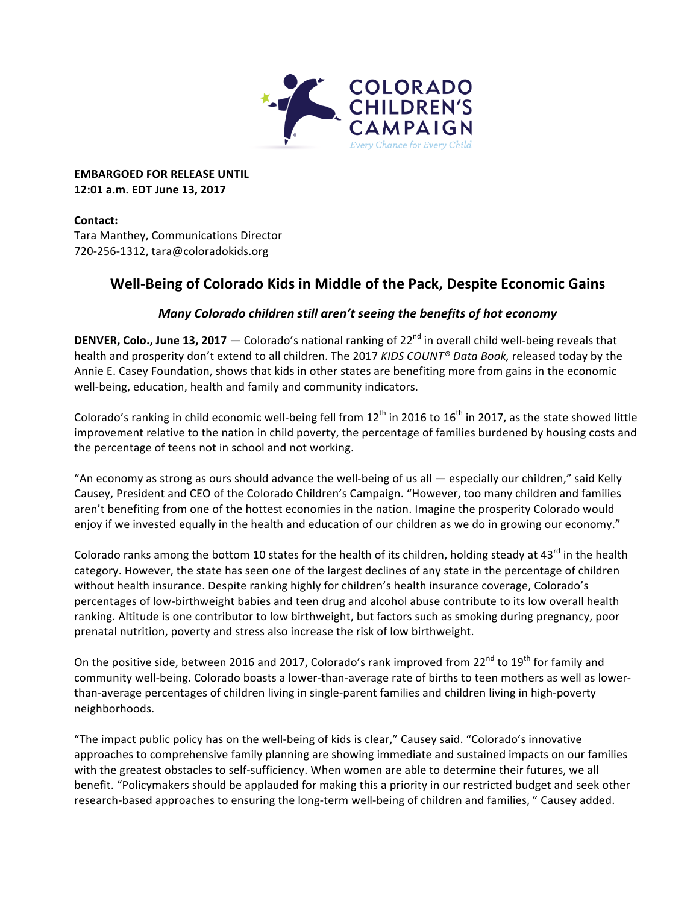**EMBARGOED FOR RELEASE UNTIL**
**12:01 a.m. EDT June 13, 2017**

**Contact:**
Tara Manthey, Communications Director
720-256-1312, tara@coloradokids.org

# Well-Being of Colorado Kids in Middle of the Pack, Despite Economic Gains

### *Many Colorado children still aren't seeing the benefits of hot economy*

**DENVER, Colo., June 13, 2017** — Colorado's national ranking of 22nd in overall child well-being reveals that health and prosperity don't extend to all children. The 2017 *KIDS COUNT® Data Book,* released today by the Annie E. Casey Foundation, shows that kids in other states are benefiting more from gains in the economic well-being, education, health and family and community indicators.

Colorado's ranking in child economic well-being fell from 12th in 2016 to 16th in 2017, as the state showed little improvement relative to the nation in child poverty, the percentage of families burdened by housing costs and the percentage of teens not in school and not working.

"An economy as strong as ours should advance the well-being of us all — especially our children," said Kelly Causey, President and CEO of the Colorado Children's Campaign. "However, too many children and families aren't benefiting from one of the hottest economies in the nation. Imagine the prosperity Colorado would enjoy if we invested equally in the health and education of our children as we do in growing our economy."

Colorado ranks among the bottom 10 states for the health of its children, holding steady at 43rd in the health category. However, the state has seen one of the largest declines of any state in the percentage of children without health insurance. Despite ranking highly for children's health insurance coverage, Colorado's percentages of low-birthweight babies and teen drug and alcohol abuse contribute to its low overall health ranking. Altitude is one contributor to low birthweight, but factors such as smoking during pregnancy, poor prenatal nutrition, poverty and stress also increase the risk of low birthweight.

On the positive side, between 2016 and 2017, Colorado's rank improved from 22nd to 19th for family and community well-being. Colorado boasts a lower-than-average rate of births to teen mothers as well as lower-than-average percentages of children living in single-parent families and children living in high-poverty neighborhoods.

"The impact public policy has on the well-being of kids is clear," Causey said. "Colorado's innovative approaches to comprehensive family planning are showing immediate and sustained impacts on our families with the greatest obstacles to self-sufficiency. When women are able to determine their futures, we all benefit. "Policymakers should be applauded for making this a priority in our restricted budget and seek other research-based approaches to ensuring the long-term well-being of children and families, " Causey added.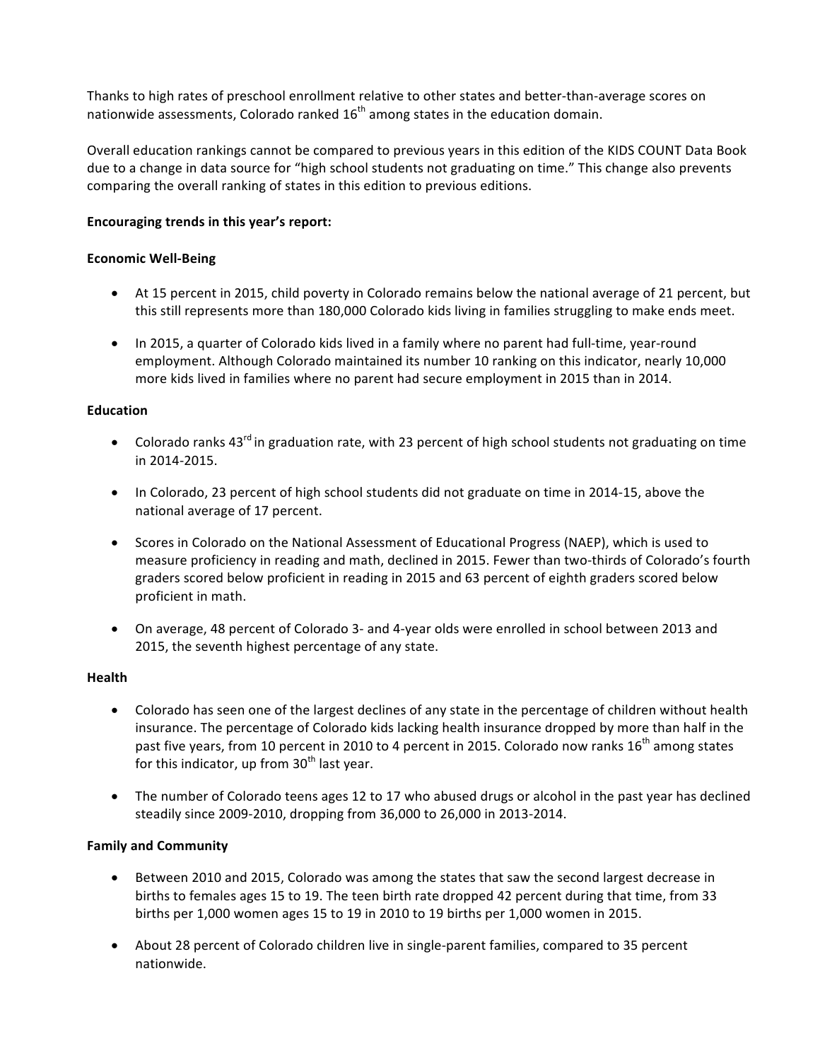Thanks to high rates of preschool enrollment relative to other states and better-than-average scores on nationwide assessments, Colorado ranked 16th among states in the education domain.

Overall education rankings cannot be compared to previous years in this edition of the KIDS COUNT Data Book due to a change in data source for "high school students not graduating on time." This change also prevents comparing the overall ranking of states in this edition to previous editions.

**Encouraging trends in this year's report:**

**Economic Well-Being**

- At 15 percent in 2015, child poverty in Colorado remains below the national average of 21 percent, but this still represents more than 180,000 Colorado kids living in families struggling to make ends meet.
- In 2015, a quarter of Colorado kids lived in a family where no parent had full-time, year-round employment. Although Colorado maintained its number 10 ranking on this indicator, nearly 10,000 more kids lived in families where no parent had secure employment in 2015 than in 2014.

**Education**

- Colorado ranks 43rd in graduation rate, with 23 percent of high school students not graduating on time in 2014-2015.
- In Colorado, 23 percent of high school students did not graduate on time in 2014-15, above the national average of 17 percent.
- Scores in Colorado on the National Assessment of Educational Progress (NAEP), which is used to measure proficiency in reading and math, declined in 2015. Fewer than two-thirds of Colorado's fourth graders scored below proficient in reading in 2015 and 63 percent of eighth graders scored below proficient in math.
- On average, 48 percent of Colorado 3- and 4-year olds were enrolled in school between 2013 and 2015, the seventh highest percentage of any state.

**Health**

- Colorado has seen one of the largest declines of any state in the percentage of children without health insurance. The percentage of Colorado kids lacking health insurance dropped by more than half in the past five years, from 10 percent in 2010 to 4 percent in 2015. Colorado now ranks 16th among states for this indicator, up from 30th last year.
- The number of Colorado teens ages 12 to 17 who abused drugs or alcohol in the past year has declined steadily since 2009-2010, dropping from 36,000 to 26,000 in 2013-2014.

**Family and Community**

- Between 2010 and 2015, Colorado was among the states that saw the second largest decrease in births to females ages 15 to 19. The teen birth rate dropped 42 percent during that time, from 33 births per 1,000 women ages 15 to 19 in 2010 to 19 births per 1,000 women in 2015.
- About 28 percent of Colorado children live in single-parent families, compared to 35 percent nationwide.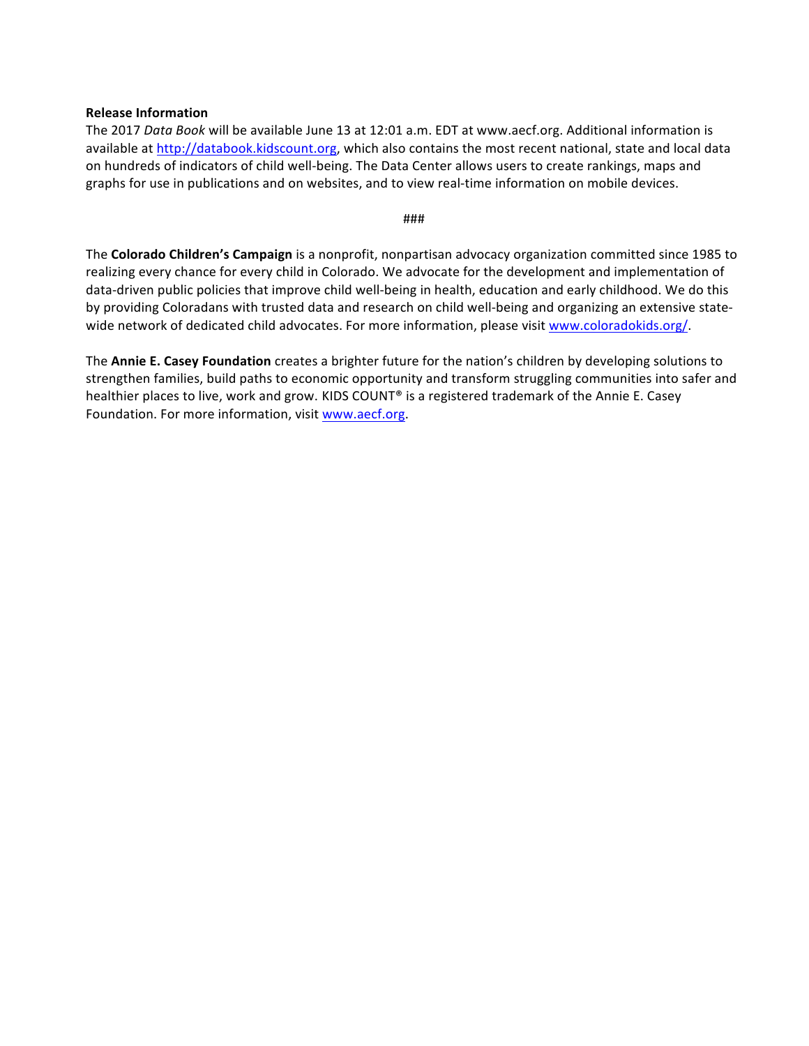**Release Information**
The 2017 *Data Book* will be available June 13 at 12:01 a.m. EDT at www.aecf.org. Additional information is available at http://databook.kidscount.org, which also contains the most recent national, state and local data on hundreds of indicators of child well-being. The Data Center allows users to create rankings, maps and graphs for use in publications and on websites, and to view real-time information on mobile devices.

###

The **Colorado Children's Campaign** is a nonprofit, nonpartisan advocacy organization committed since 1985 to realizing every chance for every child in Colorado. We advocate for the development and implementation of data-driven public policies that improve child well-being in health, education and early childhood. We do this by providing Coloradans with trusted data and research on child well-being and organizing an extensive state-wide network of dedicated child advocates. For more information, please visit www.coloradokids.org/.

The **Annie E. Casey Foundation** creates a brighter future for the nation's children by developing solutions to strengthen families, build paths to economic opportunity and transform struggling communities into safer and healthier places to live, work and grow. KIDS COUNT® is a registered trademark of the Annie E. Casey Foundation. For more information, visit www.aecf.org.